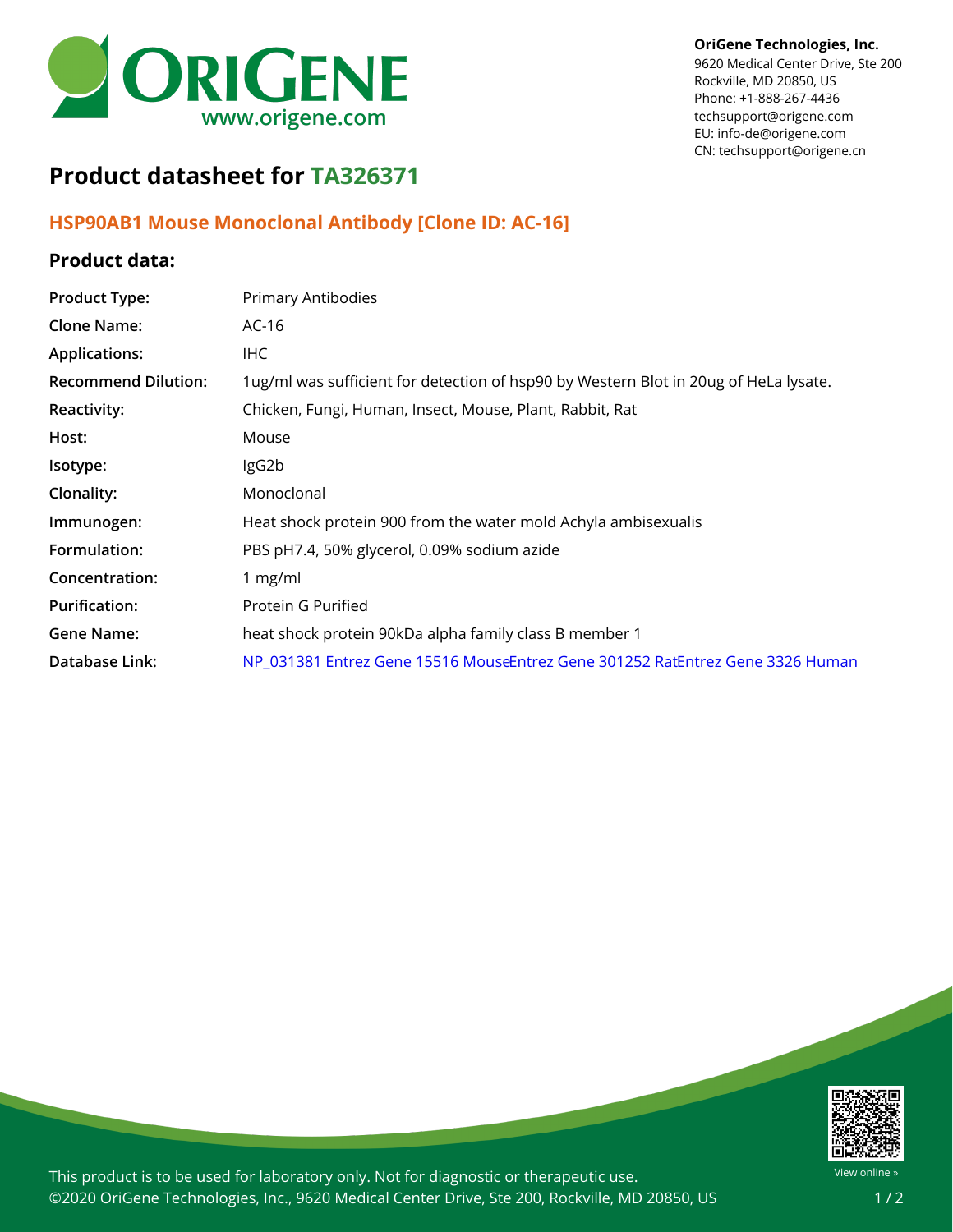**OriGene Technologies, Inc.**
9620 Medical Center Drive, Ste 200
Rockville, MD 20850, US
Phone: +1-888-267-4436
techsupport@origene.com
EU: info-de@origene.com
CN: techsupport@origene.cn

# Product datasheet for TA326371

## HSP90AB1 Mouse Monoclonal Antibody [Clone ID: AC-16]

### Product data:

| | |
|---|---|
| **Product Type:** | Primary Antibodies |
| **Clone Name:** | AC-16 |
| **Applications:** | IHC |
| **Recommend Dilution:** | 1ug/ml was sufficient for detection of hsp90 by Western Blot in 20ug of HeLa lysate. |
| **Reactivity:** | Chicken, Fungi, Human, Insect, Mouse, Plant, Rabbit, Rat |
| **Host:** | Mouse |
| **Isotype:** | IgG2b |
| **Clonality:** | Monoclonal |
| **Immunogen:** | Heat shock protein 900 from the water mold Achyla ambisexualis |
| **Formulation:** | PBS pH7.4, 50% glycerol, 0.09% sodium azide |
| **Concentration:** | 1 mg/ml |
| **Purification:** | Protein G Purified |
| **Gene Name:** | heat shock protein 90kDa alpha family class B member 1 |
| **Database Link:** | NP_031381 Entrez Gene 15516 Mouse Entrez Gene 301252 Rat Entrez Gene 3326 Human |

This product is to be used for laboratory only. Not for diagnostic or therapeutic use.
©2020 OriGene Technologies, Inc., 9620 Medical Center Drive, Ste 200, Rockville, MD 20850, US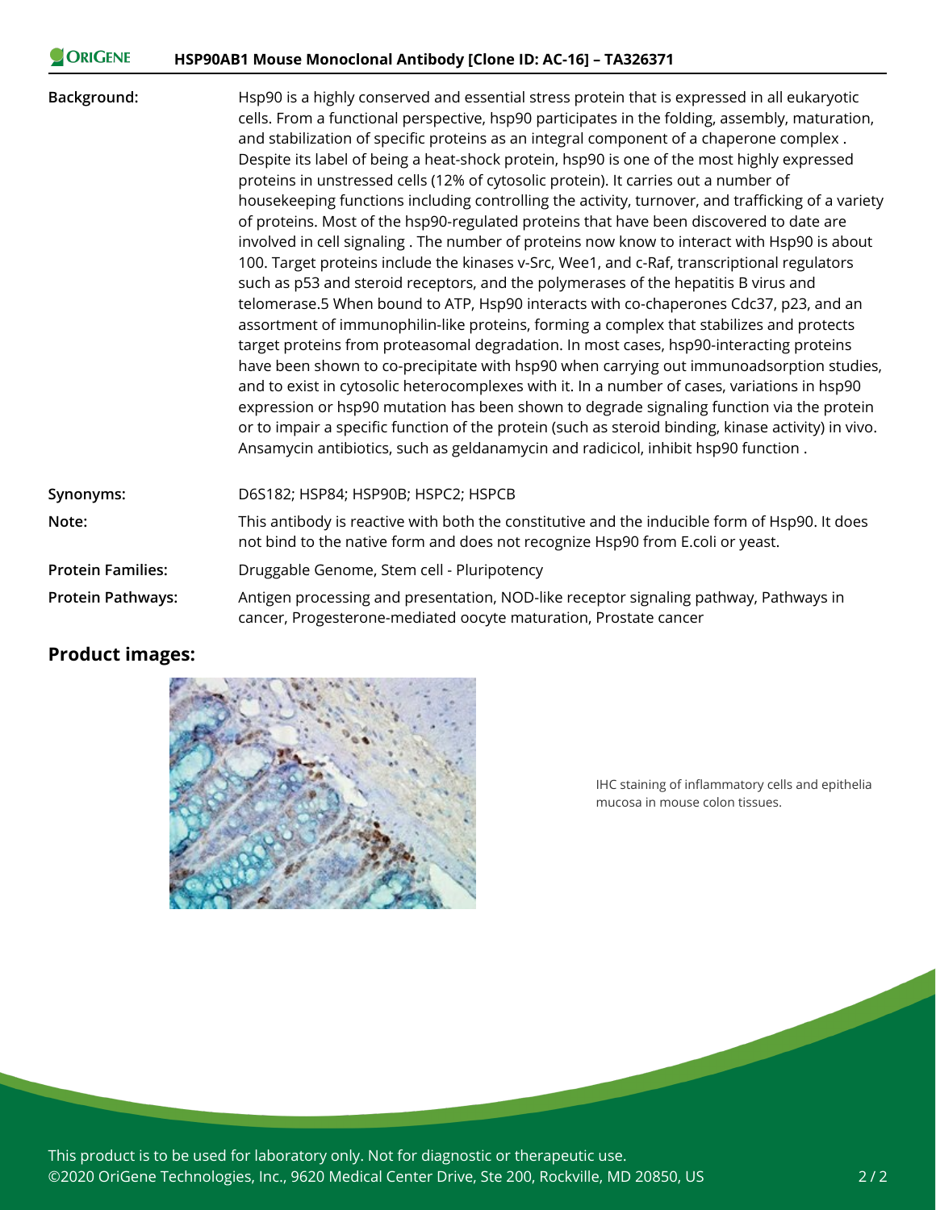**Background:** Hsp90 is a highly conserved and essential stress protein that is expressed in all eukaryotic cells. From a functional perspective, hsp90 participates in the folding, assembly, maturation, and stabilization of specific proteins as an integral component of a chaperone complex . Despite its label of being a heat-shock protein, hsp90 is one of the most highly expressed proteins in unstressed cells (12% of cytosolic protein). It carries out a number of housekeeping functions including controlling the activity, turnover, and trafficking of a variety of proteins. Most of the hsp90-regulated proteins that have been discovered to date are involved in cell signaling . The number of proteins now know to interact with Hsp90 is about 100. Target proteins include the kinases v-Src, Wee1, and c-Raf, transcriptional regulators such as p53 and steroid receptors, and the polymerases of the hepatitis B virus and telomerase.5 When bound to ATP, Hsp90 interacts with co-chaperones Cdc37, p23, and an assortment of immunophilin-like proteins, forming a complex that stabilizes and protects target proteins from proteasomal degradation. In most cases, hsp90-interacting proteins have been shown to co-precipitate with hsp90 when carrying out immunoadsorption studies, and to exist in cytosolic heterocomplexes with it. In a number of cases, variations in hsp90 expression or hsp90 mutation has been shown to degrade signaling function via the protein or to impair a specific function of the protein (such as steroid binding, kinase activity) in vivo. Ansamycin antibiotics, such as geldanamycin and radicicol, inhibit hsp90 function .

**Synonyms:** D6S182; HSP84; HSP90B; HSPC2; HSPCB

**Note:** This antibody is reactive with both the constitutive and the inducible form of Hsp90. It does not bind to the native form and does not recognize Hsp90 from E.coli or yeast.

**Protein Families:** Druggable Genome, Stem cell - Pluripotency

**Protein Pathways:** Antigen processing and presentation, NOD-like receptor signaling pathway, Pathways in cancer, Progesterone-mediated oocyte maturation, Prostate cancer

## Product images:

IHC staining of inflammatory cells and epithelia mucosa in mouse colon tissues.

This product is to be used for laboratory only. Not for diagnostic or therapeutic use.
©2020 OriGene Technologies, Inc., 9620 Medical Center Drive, Ste 200, Rockville, MD 20850, US